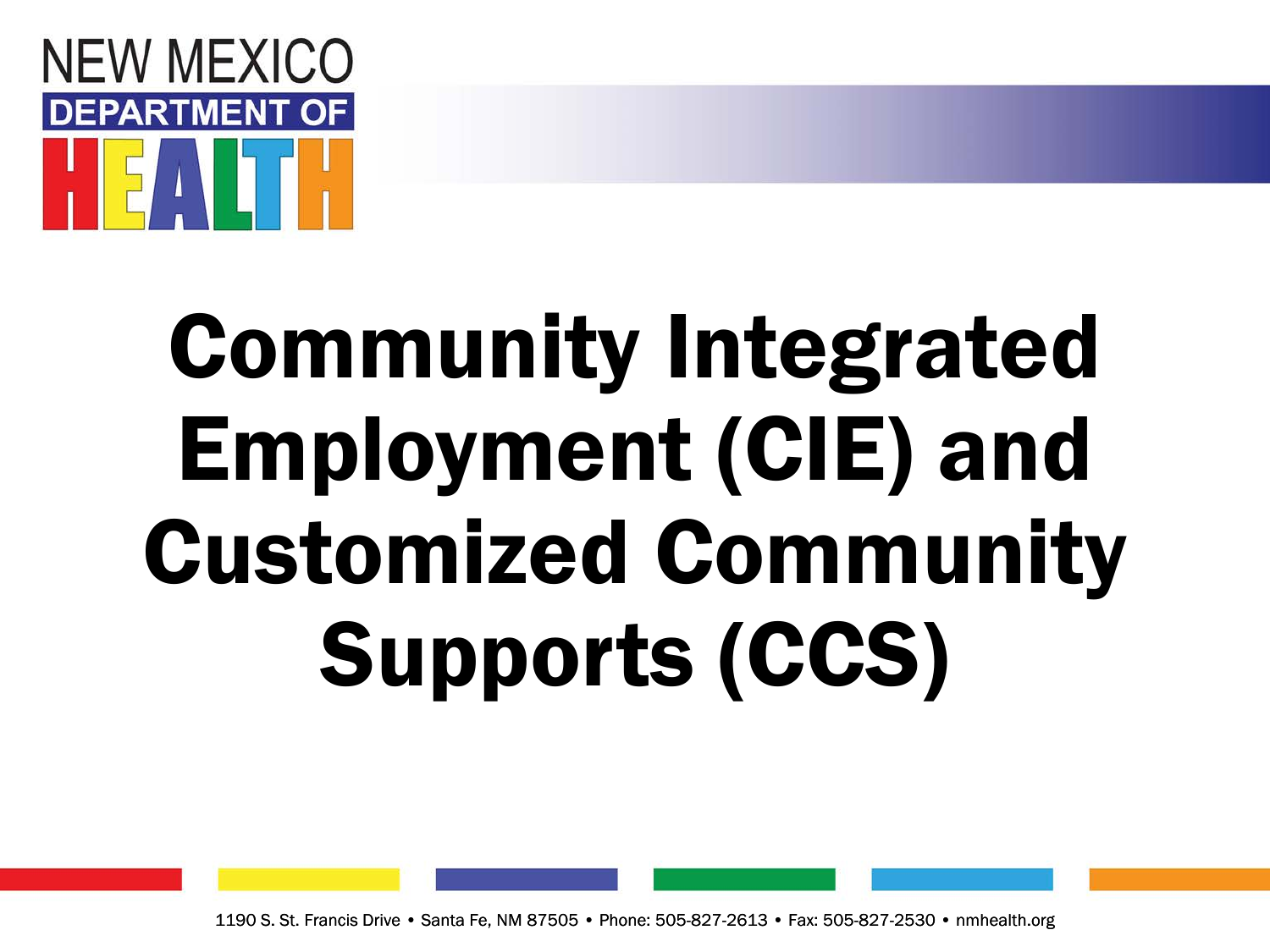NEW MEXICO DEPARTMENT OF HEALTH

# Community Integrated Employment (CIE) and Customized Community Supports (CCS)

1190 S. St. Francis Drive • Santa Fe, NM 87505 • Phone: 505-827-2613 • Fax: 505-827-2530 • nmhealth.org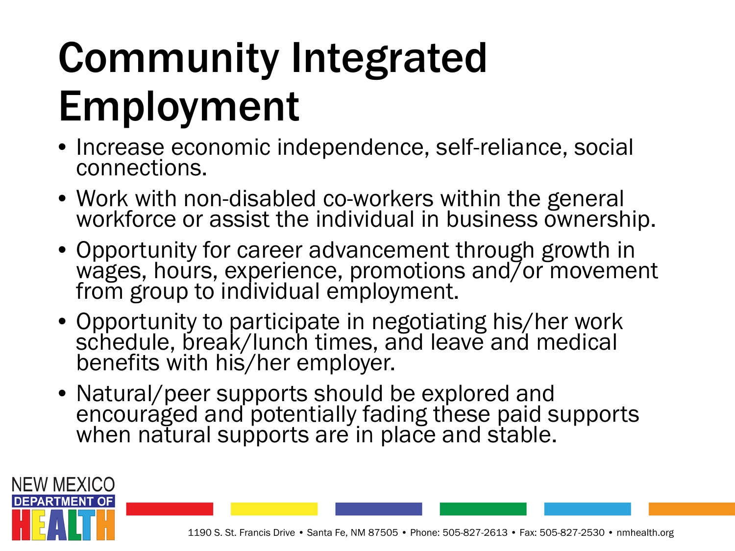# Community Integrated Employment

- Increase economic independence, self-reliance, social connections.
- Work with non-disabled co-workers within the general workforce or assist the individual in business ownership.
- Opportunity for career advancement through growth in wages, hours, experience, promotions and/or movement from group to individual employment.
- Opportunity to participate in negotiating his/her work schedule, break/lunch times, and leave and medical benefits with his/her employer.
- Natural/peer supports should be explored and encouraged and potentially fading these paid supports when natural supports are in place and stable.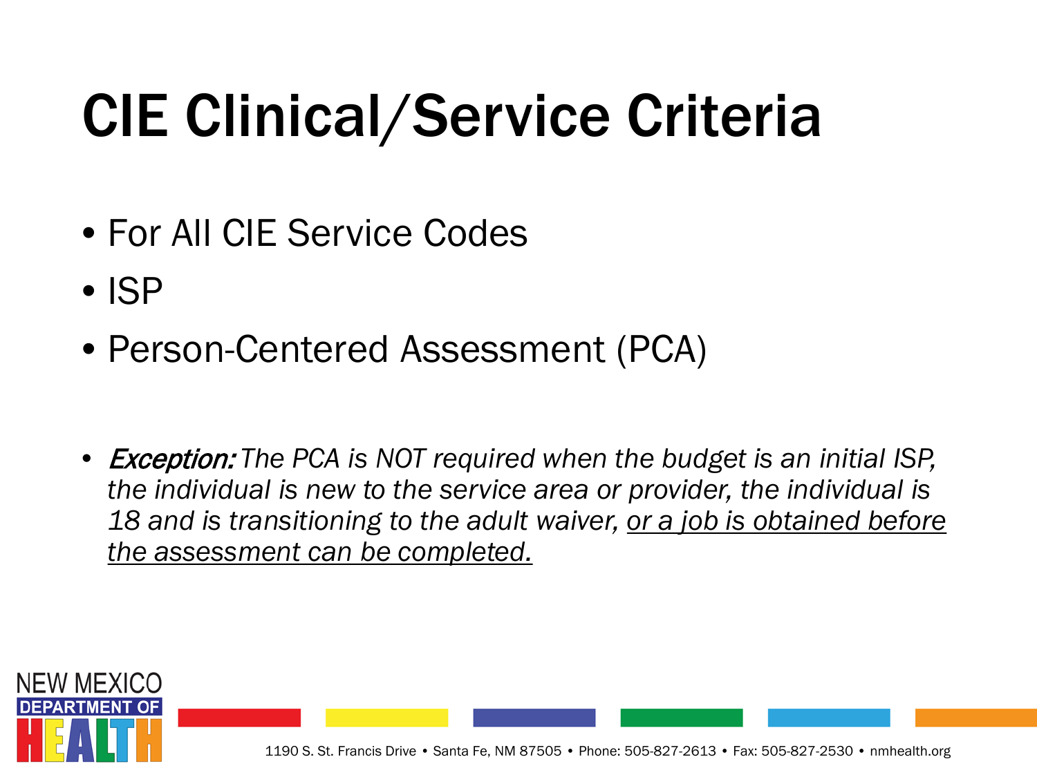# CIE Clinical/Service Criteria

- For All CIE Service Codes
- ISP
- Person-Centered Assessment (PCA)

- ***Exception:*** *The PCA is NOT required when the budget is an initial ISP, the individual is new to the service area or provider, the individual is 18 and is transitioning to the adult waiver, <u>or a job is obtained before the assessment can be completed.</u>*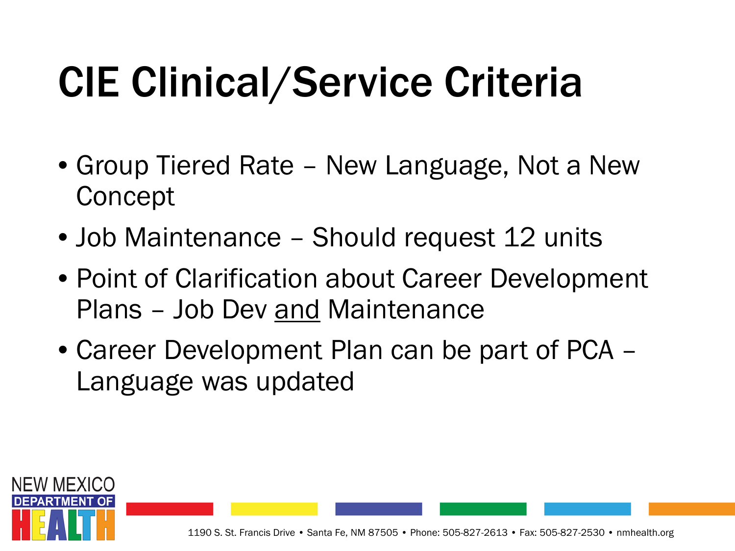# CIE Clinical/Service Criteria

- Group Tiered Rate – New Language, Not a New Concept
- Job Maintenance – Should request 12 units
- Point of Clarification about Career Development Plans – Job Dev <u>and</u> Maintenance
- Career Development Plan can be part of PCA – Language was updated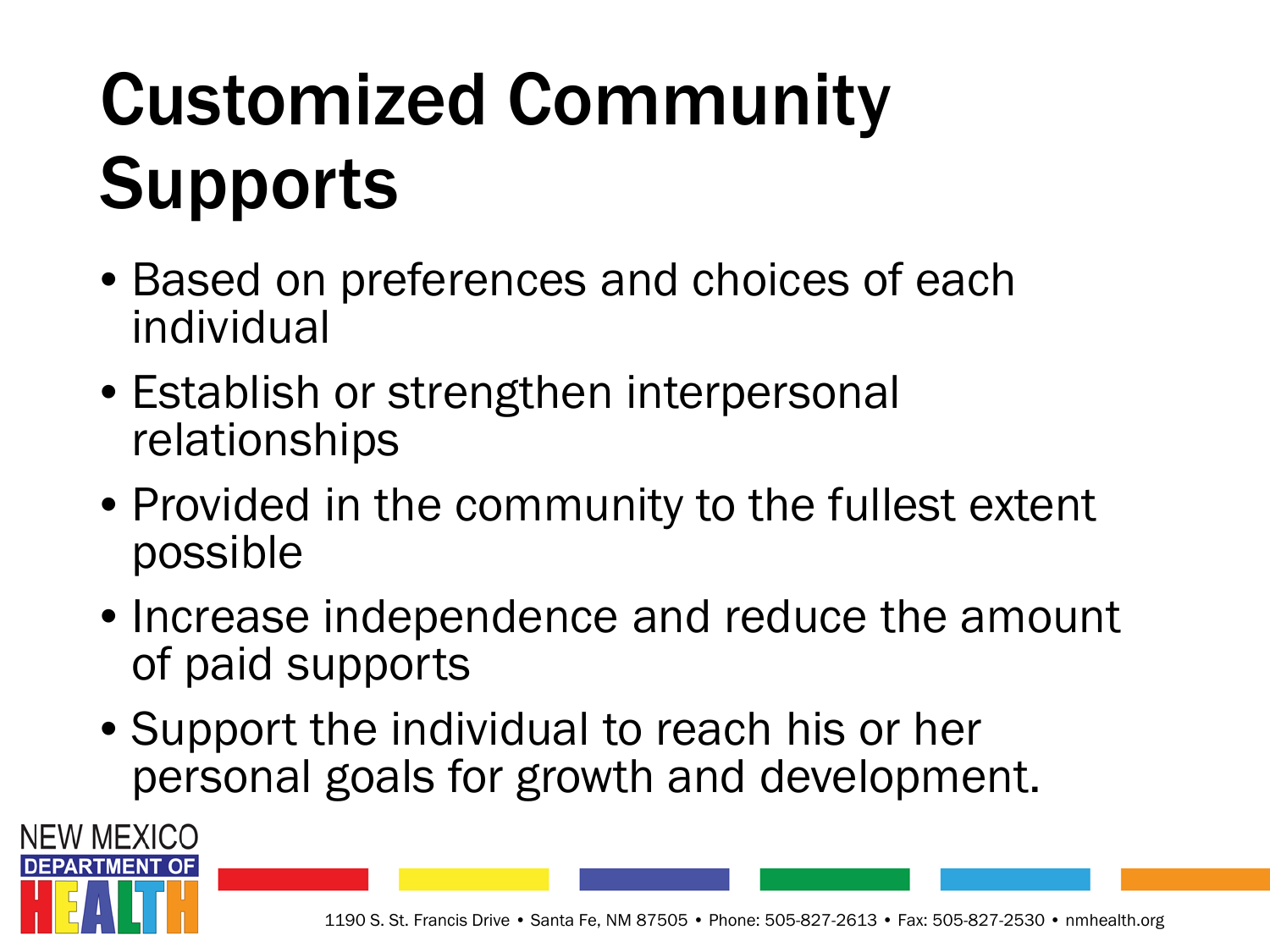# Customized Community Supports

- Based on preferences and choices of each individual
- Establish or strengthen interpersonal relationships
- Provided in the community to the fullest extent possible
- Increase independence and reduce the amount of paid supports
- Support the individual to reach his or her personal goals for growth and development.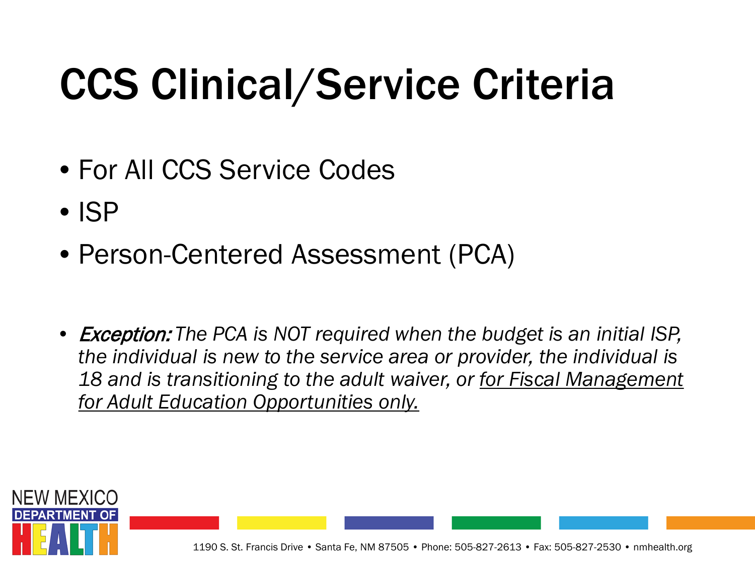# CCS Clinical/Service Criteria

- For All CCS Service Codes
- ISP
- Person-Centered Assessment (PCA)

- ***Exception:*** *The PCA is NOT required when the budget is an initial ISP, the individual is new to the service area or provider, the individual is 18 and is transitioning to the adult waiver, or* <u>*for Fiscal Management for Adult Education Opportunities only.*</u>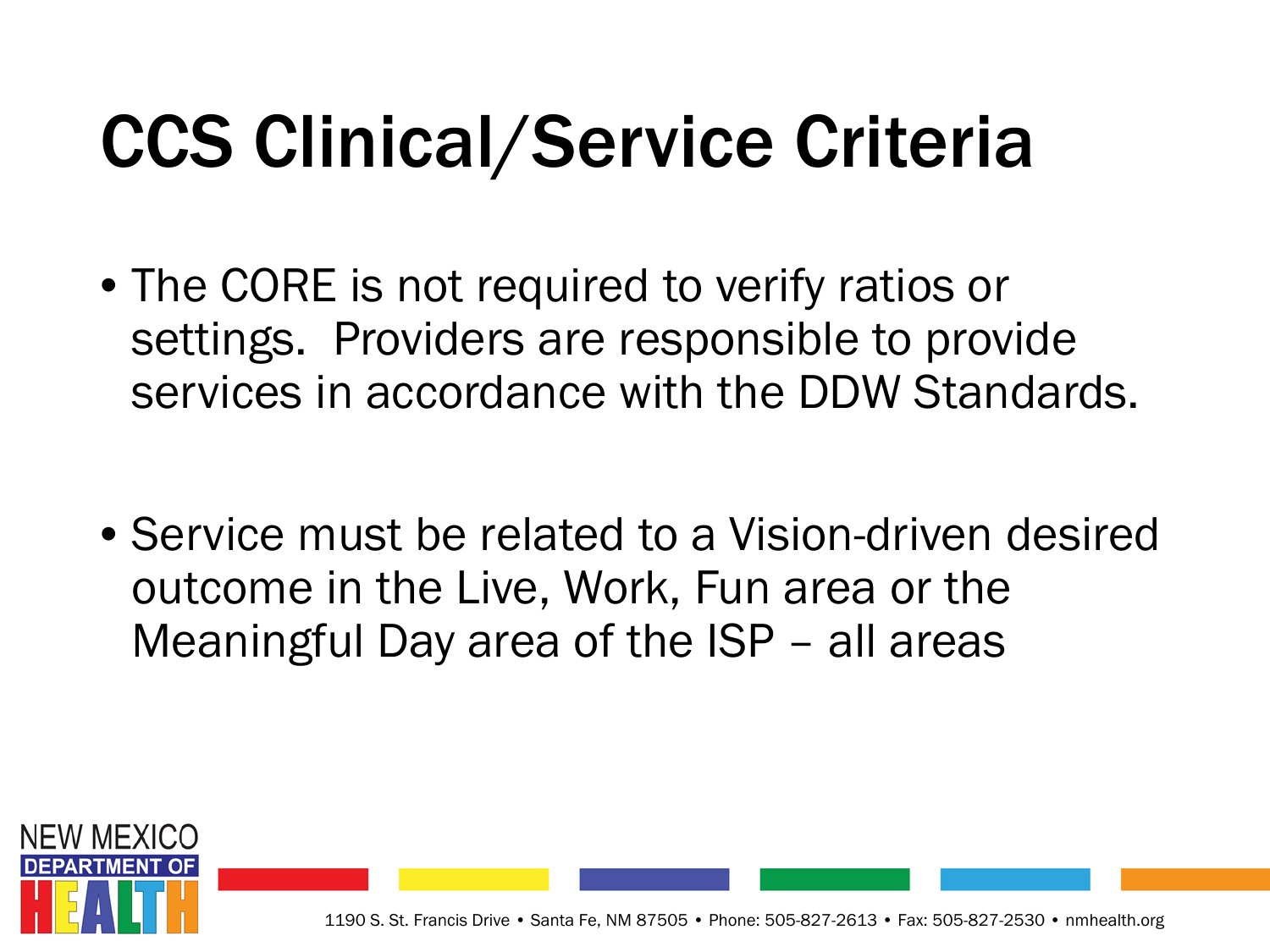# CCS Clinical/Service Criteria

- The CORE is not required to verify ratios or settings. Providers are responsible to provide services in accordance with the DDW Standards.

- Service must be related to a Vision-driven desired outcome in the Live, Work, Fun area or the Meaningful Day area of the ISP – all areas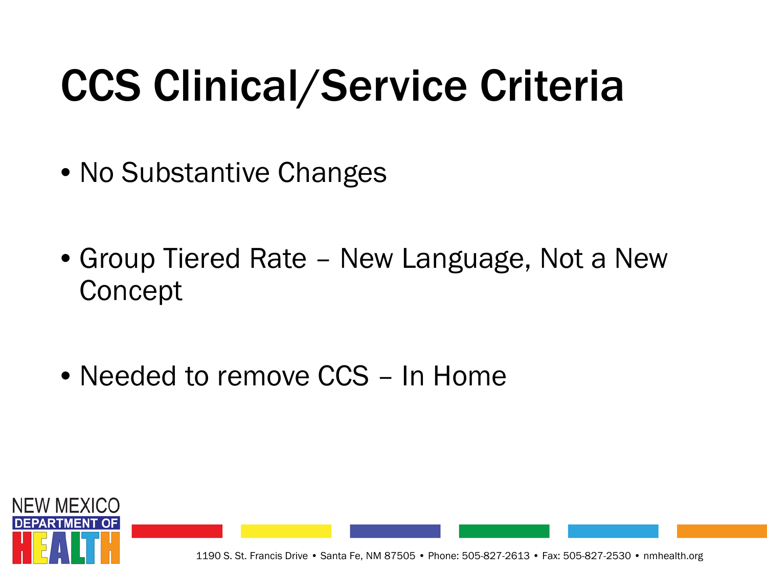# CCS Clinical/Service Criteria

- No Substantive Changes
- Group Tiered Rate – New Language, Not a New Concept
- Needed to remove CCS – In Home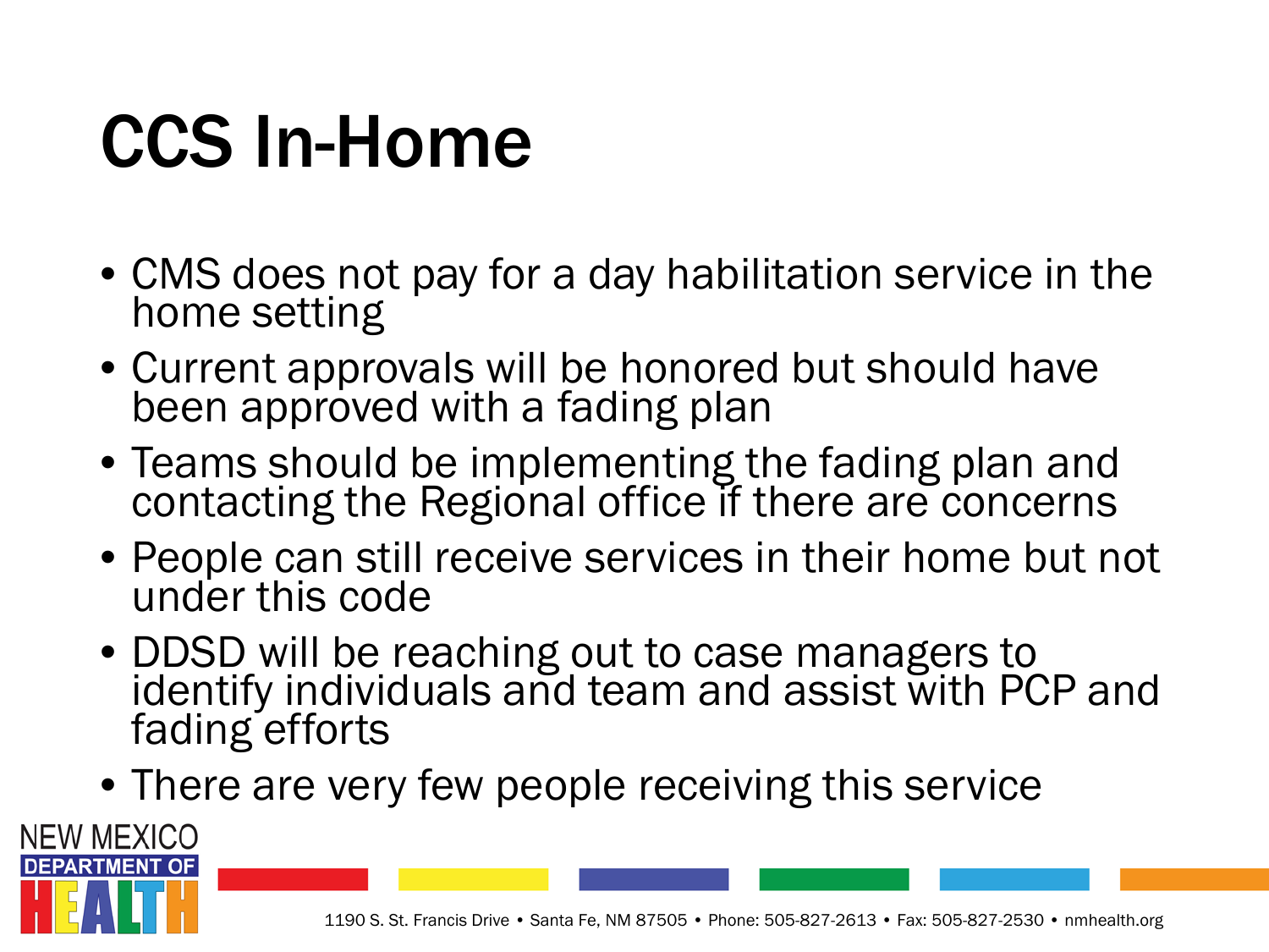# CCS In-Home

- CMS does not pay for a day habilitation service in the home setting
- Current approvals will be honored but should have been approved with a fading plan
- Teams should be implementing the fading plan and contacting the Regional office if there are concerns
- People can still receive services in their home but not under this code
- DDSD will be reaching out to case managers to identify individuals and team and assist with PCP and fading efforts
- There are very few people receiving this service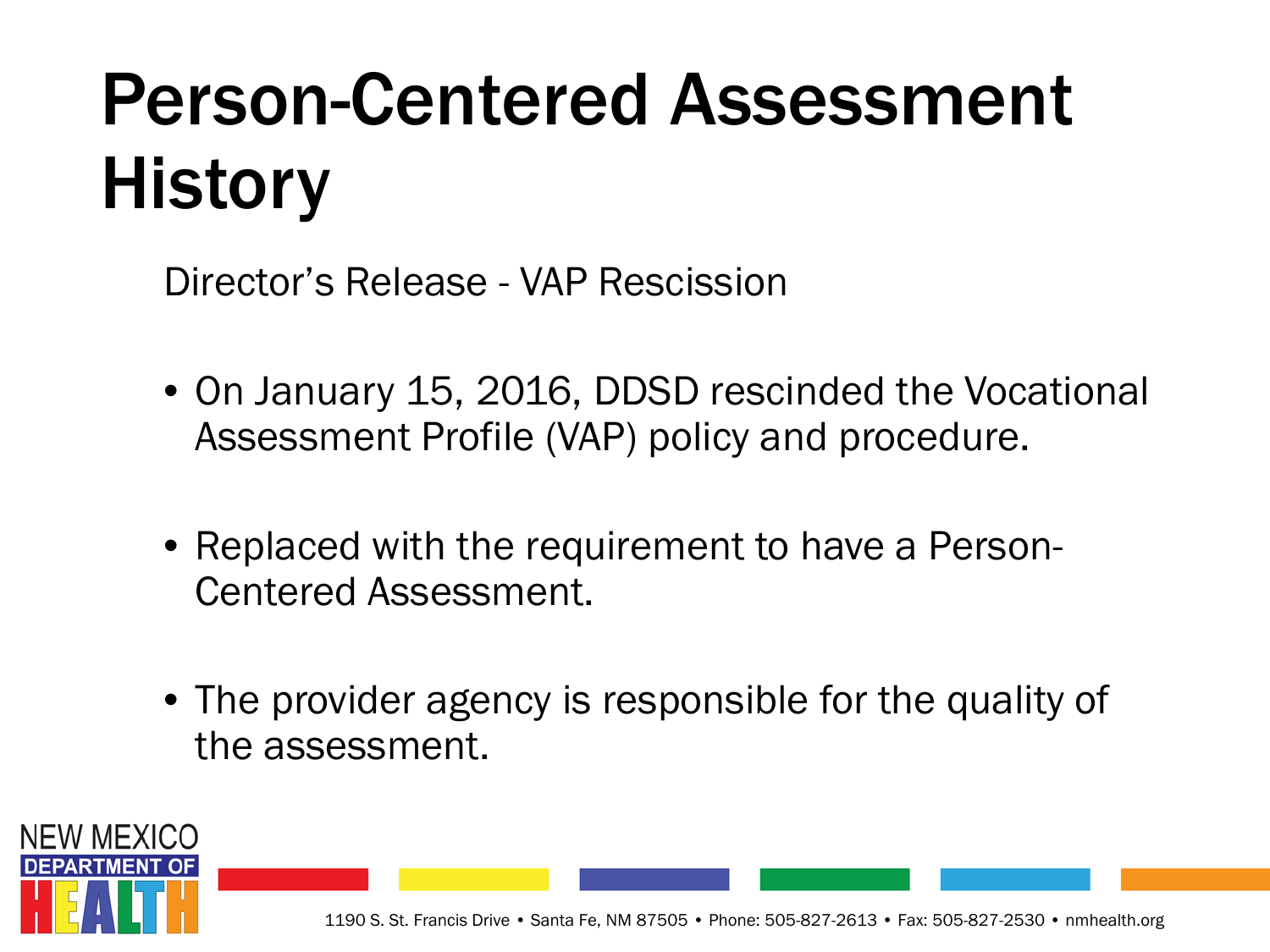# Person-Centered Assessment History

Director's Release - VAP Rescission

- On January 15, 2016, DDSD rescinded the Vocational Assessment Profile (VAP) policy and procedure.
- Replaced with the requirement to have a Person-Centered Assessment.
- The provider agency is responsible for the quality of the assessment.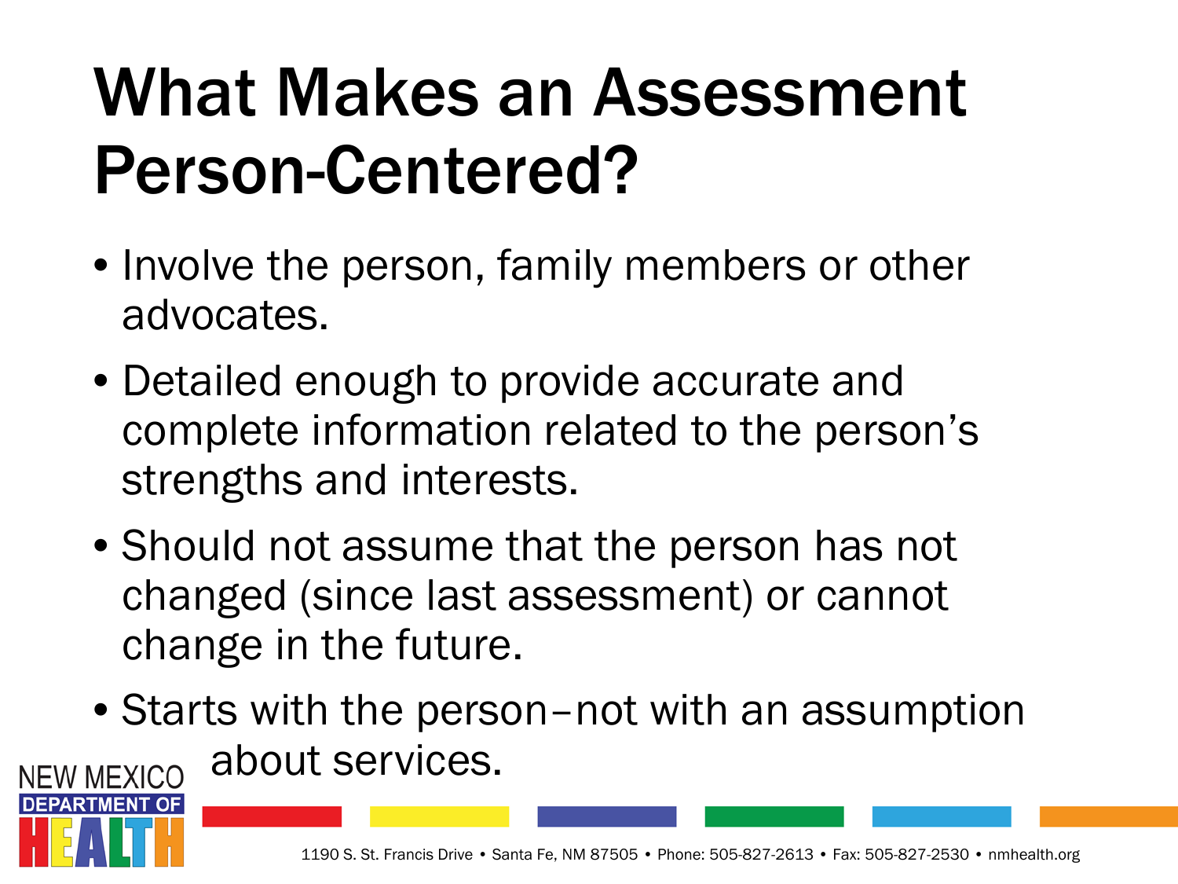# What Makes an Assessment Person-Centered?

- Involve the person, family members or other advocates.
- Detailed enough to provide accurate and complete information related to the person's strengths and interests.
- Should not assume that the person has not changed (since last assessment) or cannot change in the future.
- Starts with the person–not with an assumption about services.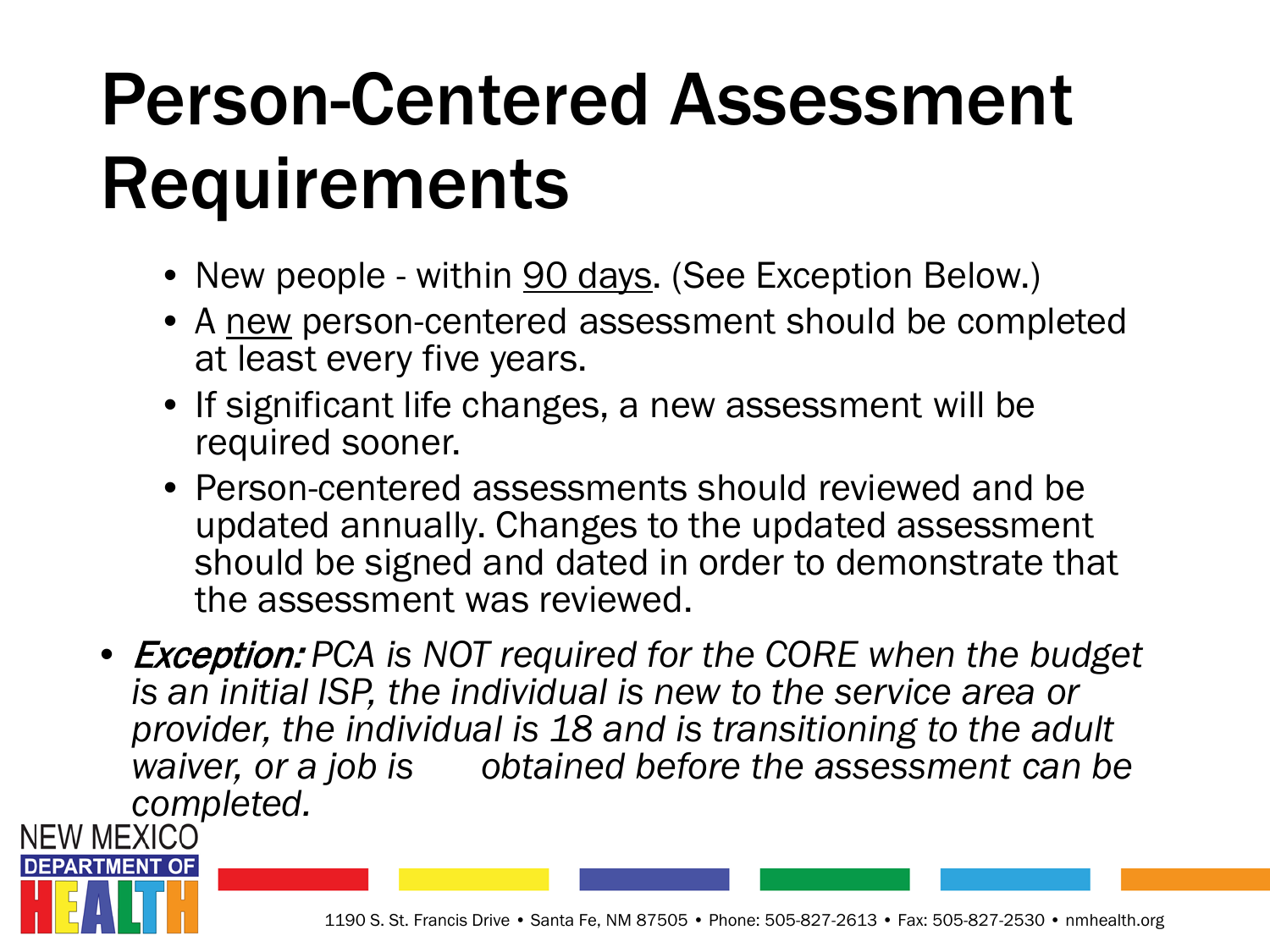# Person-Centered Assessment Requirements

- New people - within 90 days. (See Exception Below.)
- A new person-centered assessment should be completed at least every five years.
- If significant life changes, a new assessment will be required sooner.
- Person-centered assessments should reviewed and be updated annually. Changes to the updated assessment should be signed and dated in order to demonstrate that the assessment was reviewed.

- ***Exception:*** *PCA is NOT required for the CORE when the budget is an initial ISP, the individual is new to the service area or provider, the individual is 18 and is transitioning to the adult waiver, or a job is obtained before the assessment can be completed.*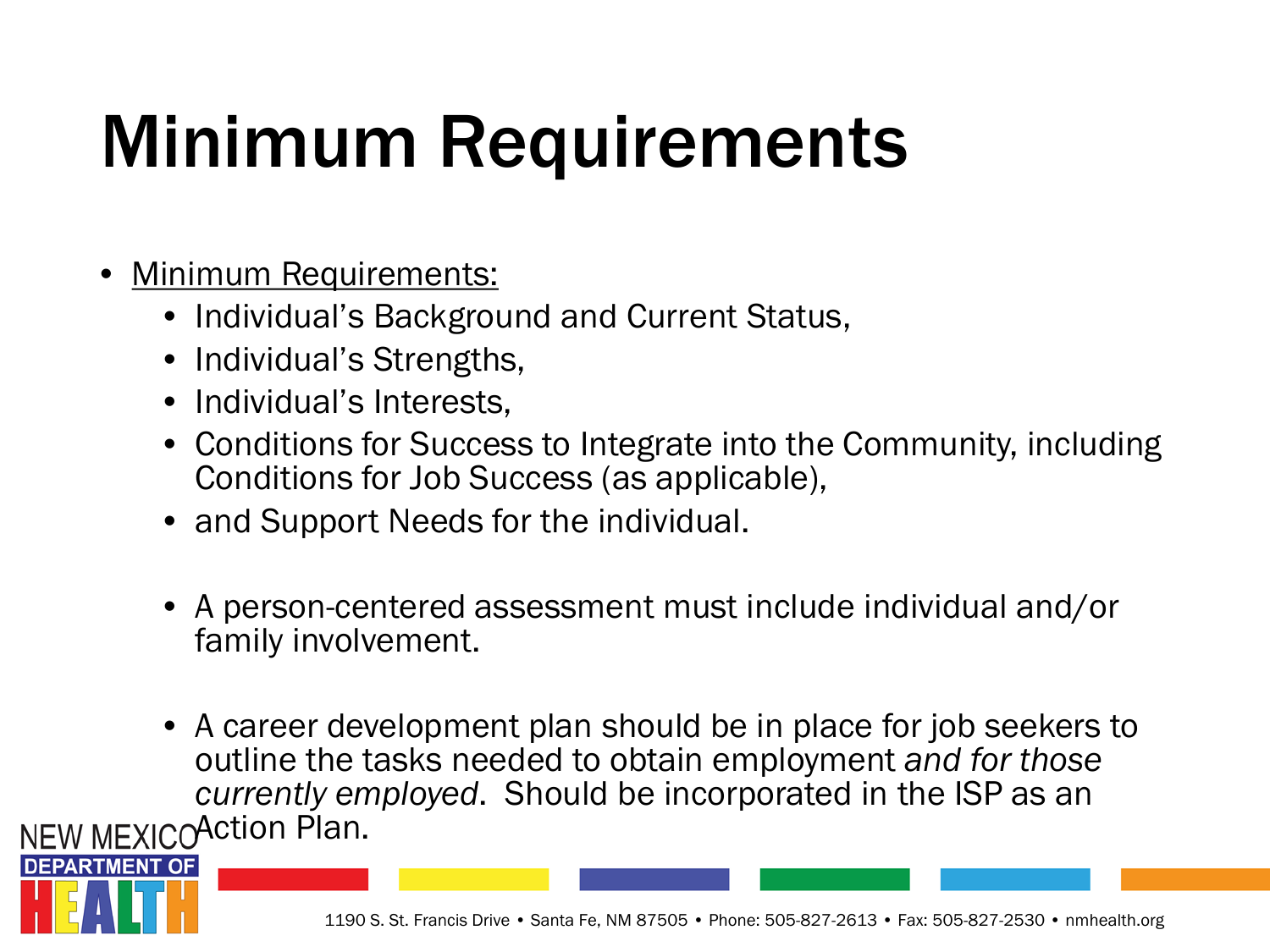# Minimum Requirements

- Minimum Requirements:
  - Individual's Background and Current Status,
  - Individual's Strengths,
  - Individual's Interests,
  - Conditions for Success to Integrate into the Community, including Conditions for Job Success (as applicable),
  - and Support Needs for the individual.

  - A person-centered assessment must include individual and/or family involvement.

  - A career development plan should be in place for job seekers to outline the tasks needed to obtain employment *and for those currently employed*. Should be incorporated in the ISP as an Action Plan.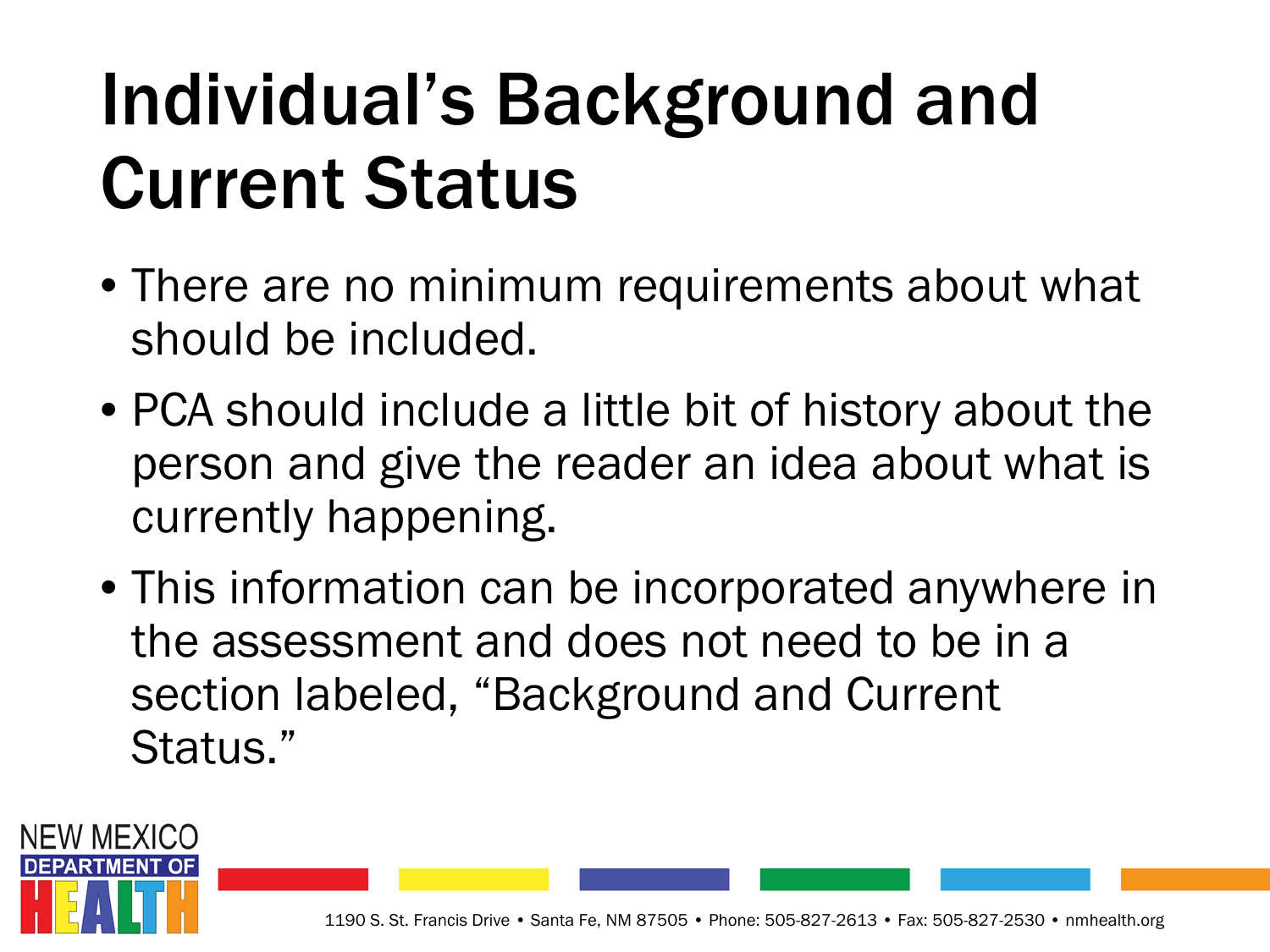# Individual's Background and Current Status

- There are no minimum requirements about what should be included.
- PCA should include a little bit of history about the person and give the reader an idea about what is currently happening.
- This information can be incorporated anywhere in the assessment and does not need to be in a section labeled, "Background and Current Status."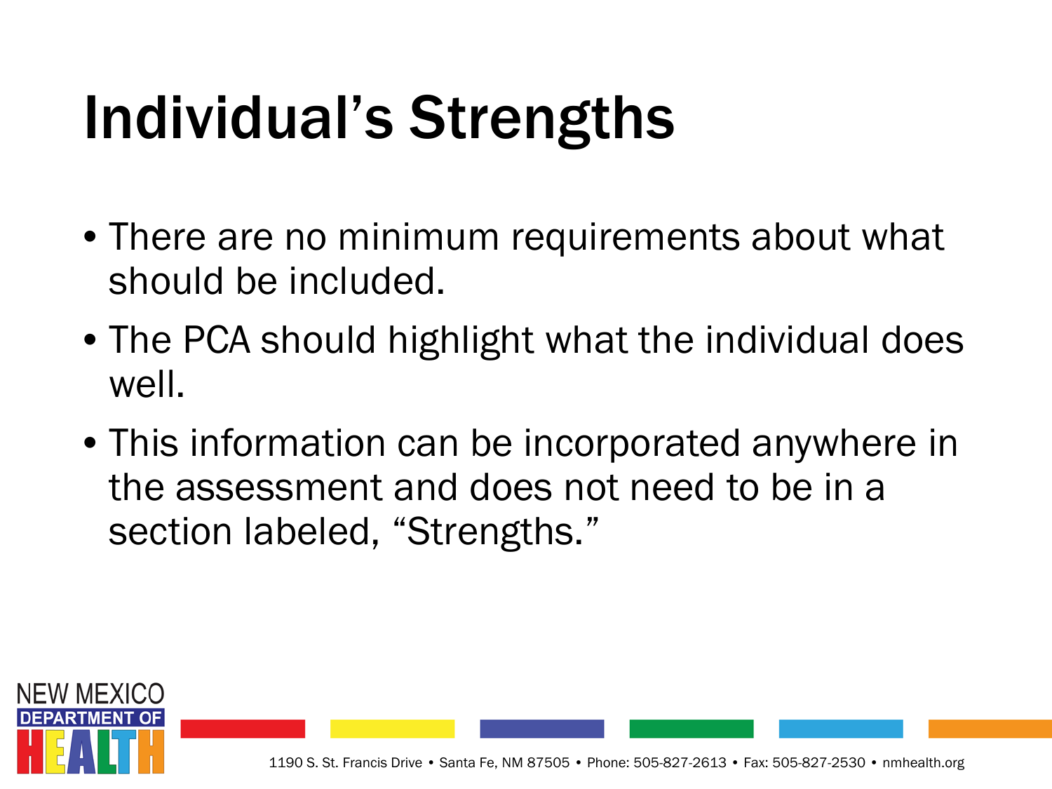# Individual's Strengths

- There are no minimum requirements about what should be included.
- The PCA should highlight what the individual does well.
- This information can be incorporated anywhere in the assessment and does not need to be in a section labeled, "Strengths."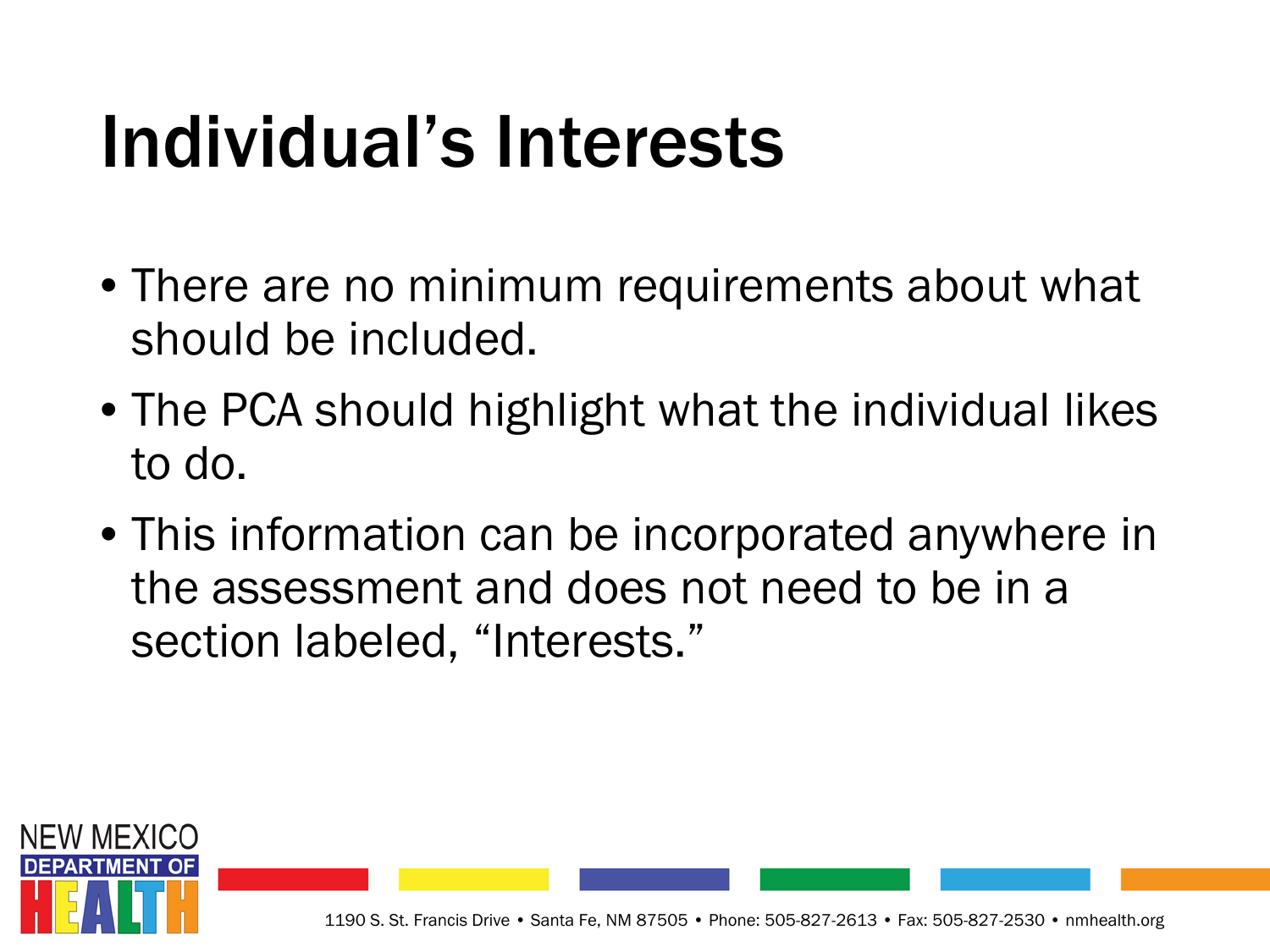# Individual's Interests

- There are no minimum requirements about what should be included.
- The PCA should highlight what the individual likes to do.
- This information can be incorporated anywhere in the assessment and does not need to be in a section labeled, "Interests."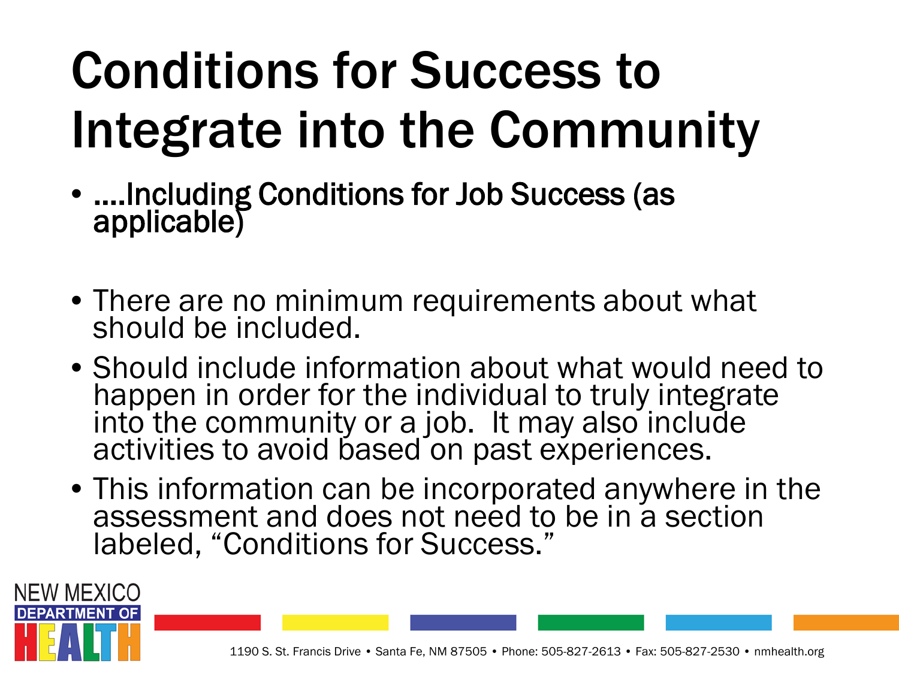# Conditions for Success to Integrate into the Community

- ….Including Conditions for Job Success (as applicable)

- There are no minimum requirements about what should be included.
- Should include information about what would need to happen in order for the individual to truly integrate into the community or a job. It may also include activities to avoid based on past experiences.
- This information can be incorporated anywhere in the assessment and does not need to be in a section labeled, "Conditions for Success."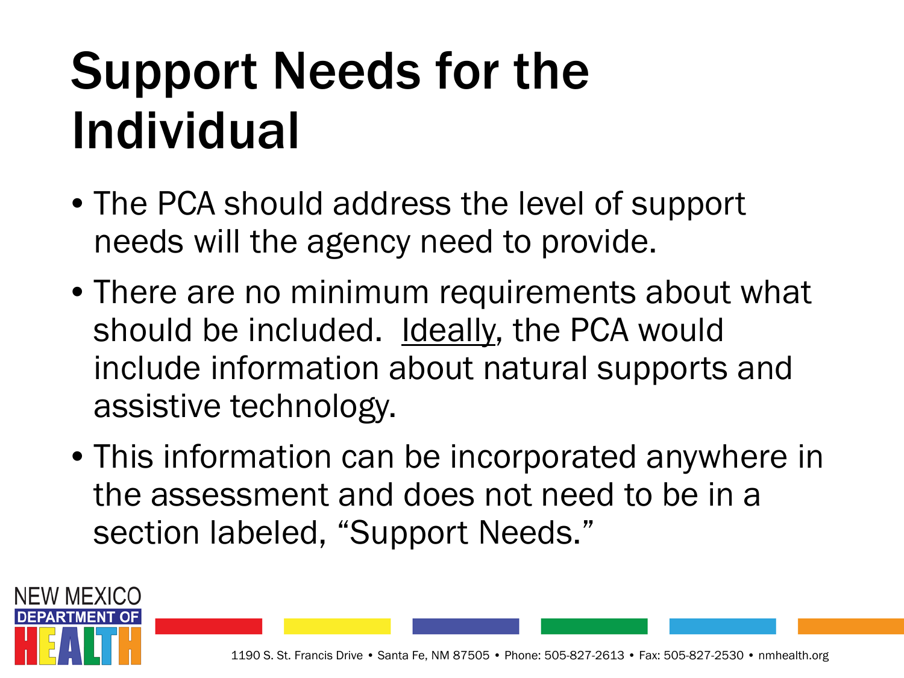# Support Needs for the Individual

- The PCA should address the level of support needs will the agency need to provide.
- There are no minimum requirements about what should be included. <u>Ideally</u>, the PCA would include information about natural supports and assistive technology.
- This information can be incorporated anywhere in the assessment and does not need to be in a section labeled, "Support Needs."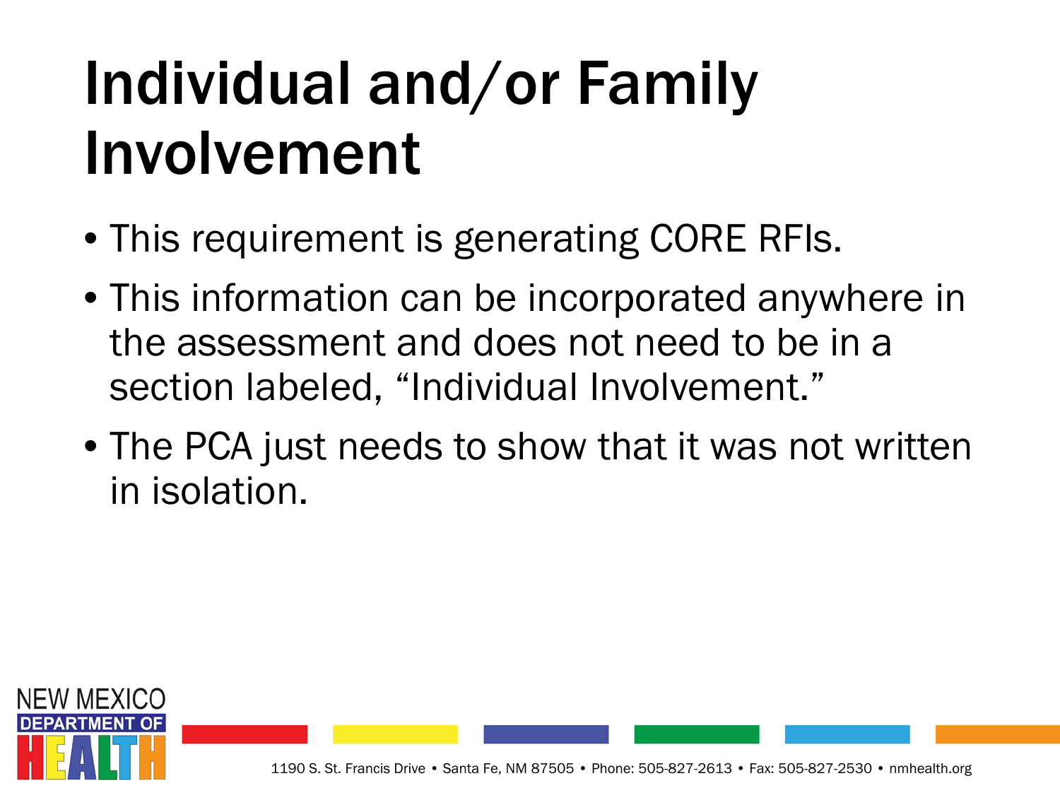# Individual and/or Family Involvement

- This requirement is generating CORE RFIs.
- This information can be incorporated anywhere in the assessment and does not need to be in a section labeled, "Individual Involvement."
- The PCA just needs to show that it was not written in isolation.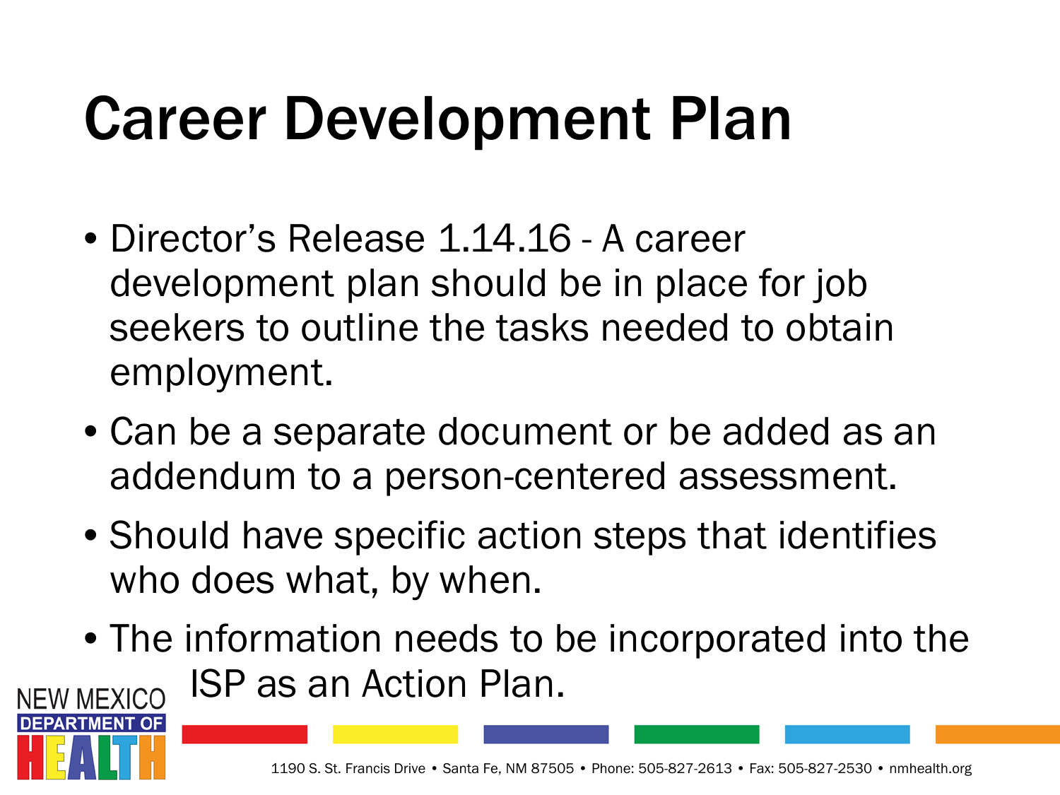# Career Development Plan

- Director's Release 1.14.16 - A career development plan should be in place for job seekers to outline the tasks needed to obtain employment.
- Can be a separate document or be added as an addendum to a person-centered assessment.
- Should have specific action steps that identifies who does what, by when.
- The information needs to be incorporated into the ISP as an Action Plan.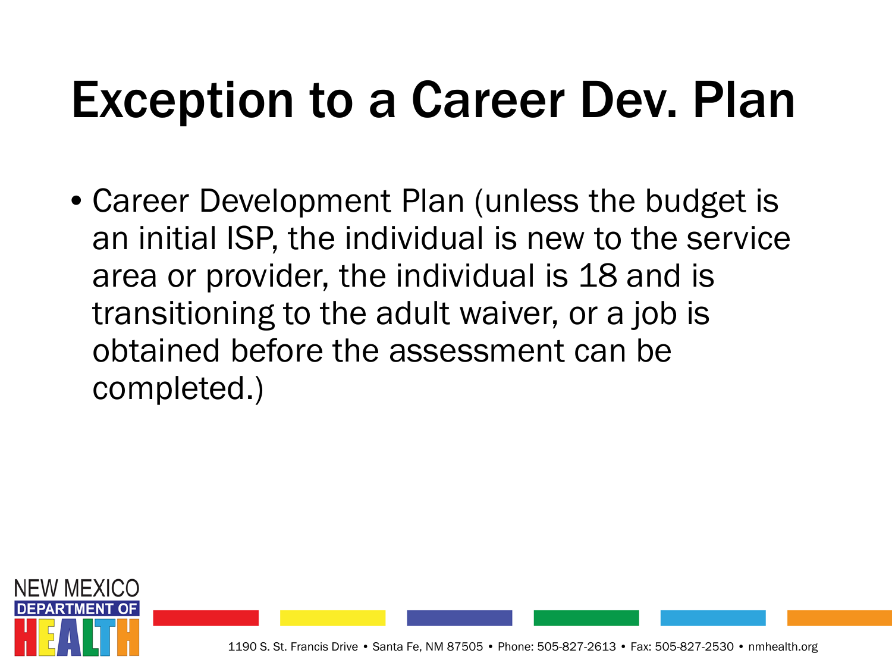# Exception to a Career Dev. Plan

- Career Development Plan (unless the budget is an initial ISP, the individual is new to the service area or provider, the individual is 18 and is transitioning to the adult waiver, or a job is obtained before the assessment can be completed.)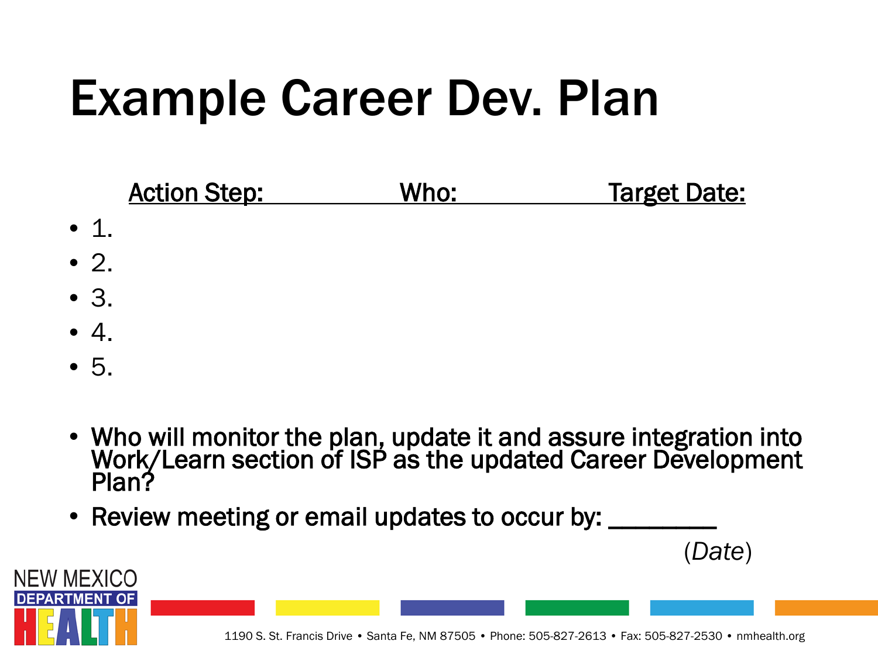# Example Career Dev. Plan

| Action Step: | Who: | Target Date: |
|---|---|---|

- 1.
- 2.
- 3.
- 4.
- 5.

- Who will monitor the plan, update it and assure integration into Work/Learn section of ISP as the updated Career Development Plan?
- Review meeting or email updates to occur by: ________ (*Date*)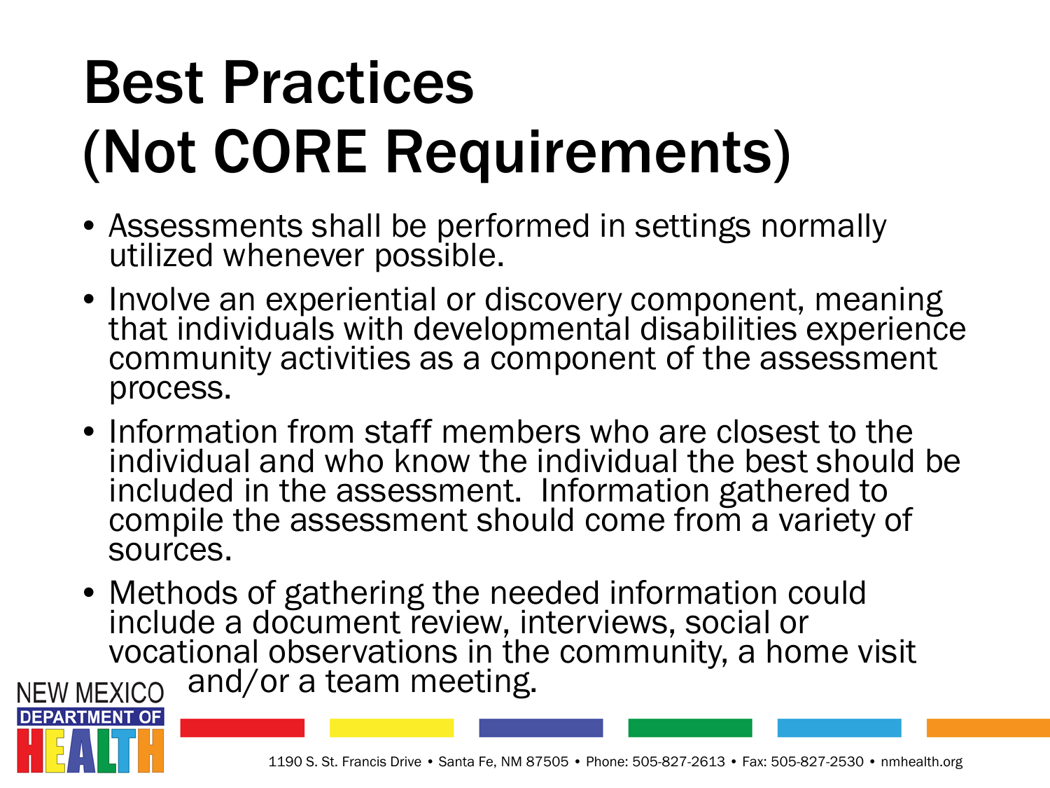# Best Practices (Not CORE Requirements)

- Assessments shall be performed in settings normally utilized whenever possible.
- Involve an experiential or discovery component, meaning that individuals with developmental disabilities experience community activities as a component of the assessment process.
- Information from staff members who are closest to the individual and who know the individual the best should be included in the assessment. Information gathered to compile the assessment should come from a variety of sources.
- Methods of gathering the needed information could include a document review, interviews, social or vocational observations in the community, a home visit and/or a team meeting.

NEW MEXICO DEPARTMENT OF HEALTH

1190 S. St. Francis Drive • Santa Fe, NM 87505 • Phone: 505-827-2613 • Fax: 505-827-2530 • nmhealth.org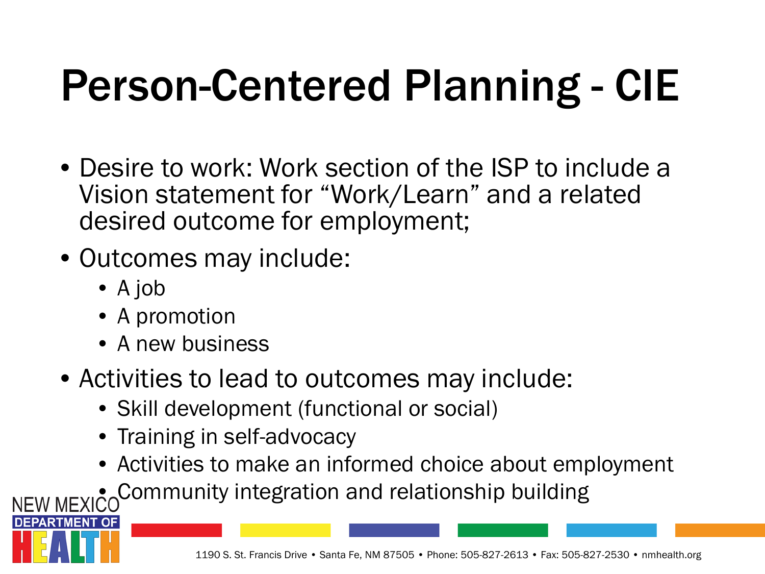# Person-Centered Planning - CIE

- Desire to work: Work section of the ISP to include a Vision statement for "Work/Learn" and a related desired outcome for employment;
- Outcomes may include:
  - A job
  - A promotion
  - A new business
- Activities to lead to outcomes may include:
  - Skill development (functional or social)
  - Training in self-advocacy
  - Activities to make an informed choice about employment
  - Community integration and relationship building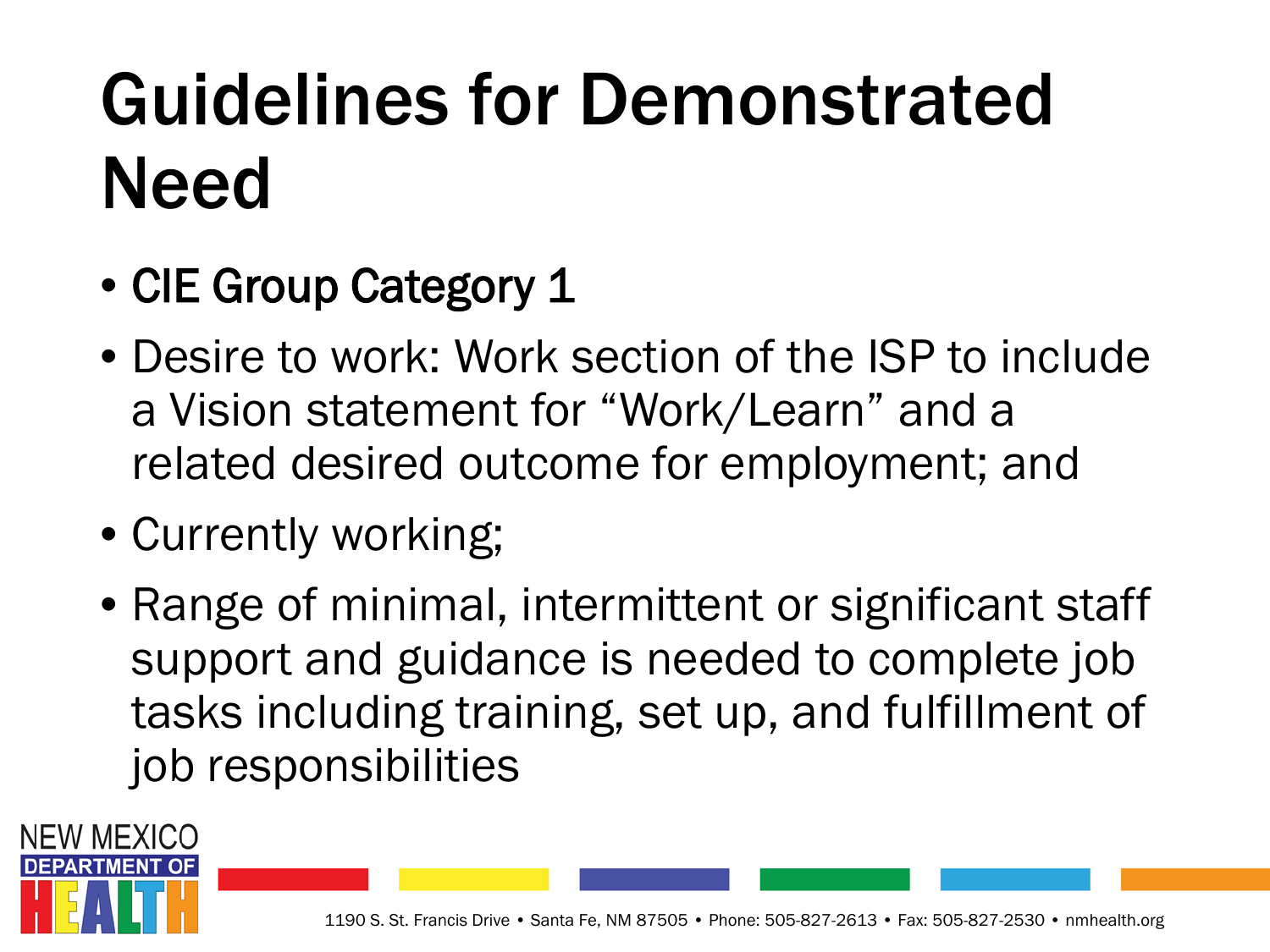# Guidelines for Demonstrated Need

- CIE Group Category 1
- Desire to work: Work section of the ISP to include a Vision statement for "Work/Learn" and a related desired outcome for employment; and
- Currently working;
- Range of minimal, intermittent or significant staff support and guidance is needed to complete job tasks including training, set up, and fulfillment of job responsibilities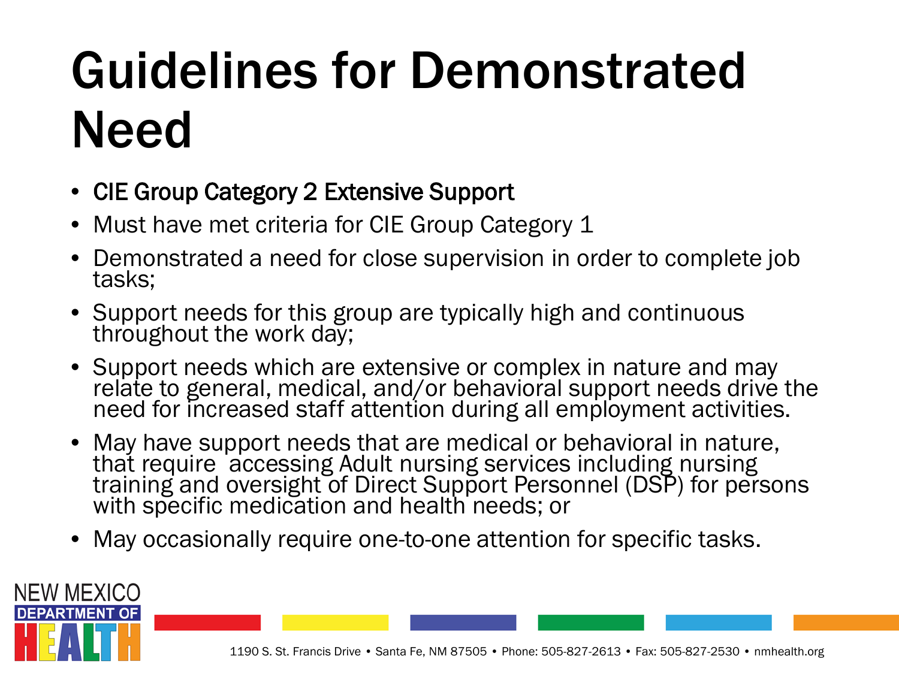# Guidelines for Demonstrated Need

- CIE Group Category 2 Extensive Support
- Must have met criteria for CIE Group Category 1
- Demonstrated a need for close supervision in order to complete job tasks;
- Support needs for this group are typically high and continuous throughout the work day;
- Support needs which are extensive or complex in nature and may relate to general, medical, and/or behavioral support needs drive the need for increased staff attention during all employment activities.
- May have support needs that are medical or behavioral in nature, that require accessing Adult nursing services including nursing training and oversight of Direct Support Personnel (DSP) for persons with specific medication and health needs; or
- May occasionally require one-to-one attention for specific tasks.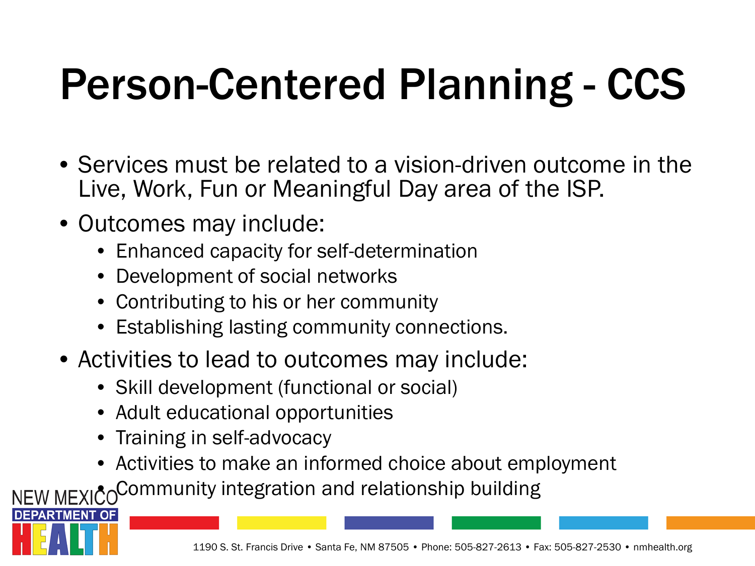# Person-Centered Planning - CCS

- Services must be related to a vision-driven outcome in the Live, Work, Fun or Meaningful Day area of the ISP.
- Outcomes may include:
  - Enhanced capacity for self-determination
  - Development of social networks
  - Contributing to his or her community
  - Establishing lasting community connections.
- Activities to lead to outcomes may include:
  - Skill development (functional or social)
  - Adult educational opportunities
  - Training in self-advocacy
  - Activities to make an informed choice about employment
  - Community integration and relationship building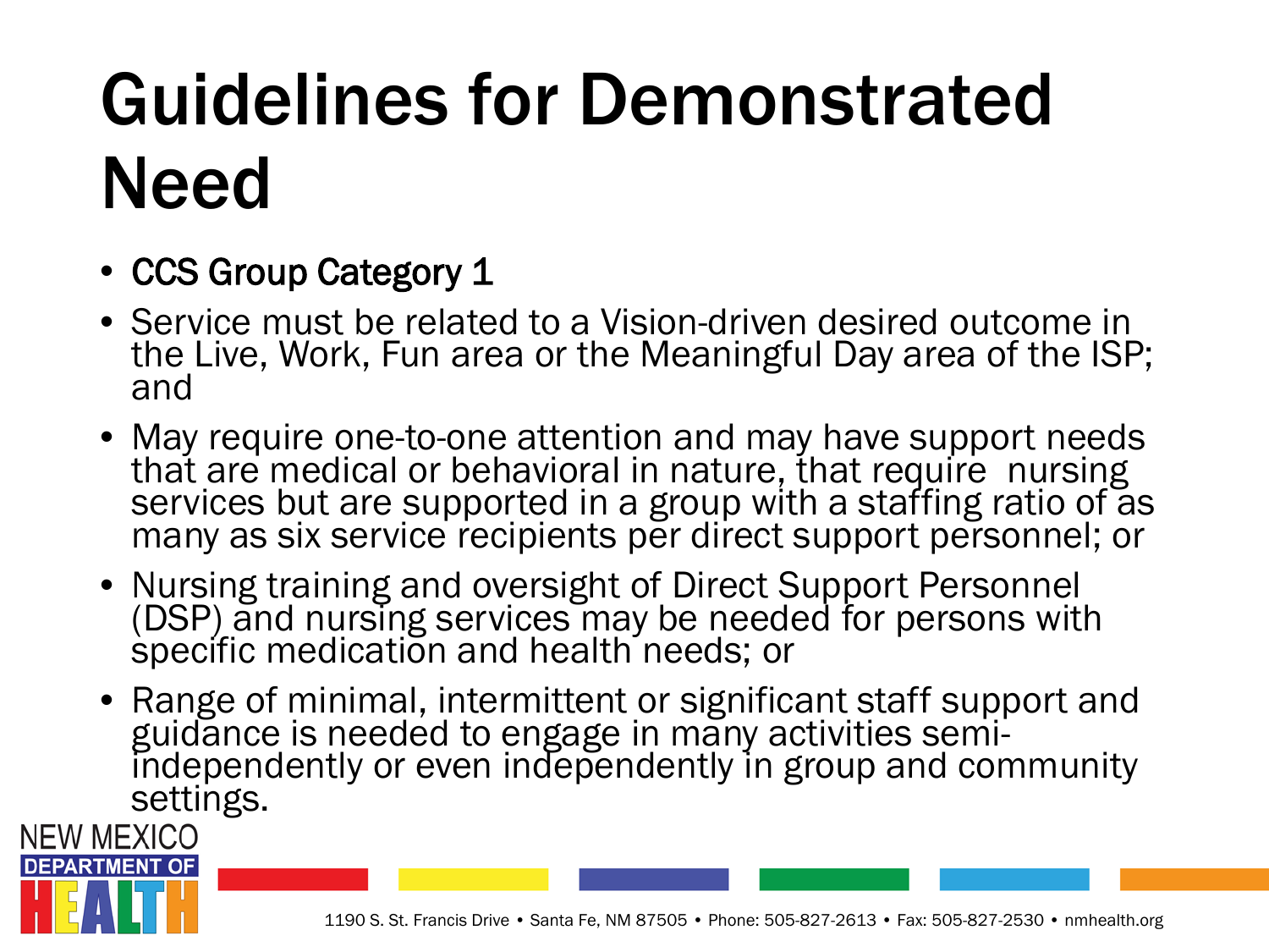# Guidelines for Demonstrated Need

- CCS Group Category 1
- Service must be related to a Vision-driven desired outcome in the Live, Work, Fun area or the Meaningful Day area of the ISP; and
- May require one-to-one attention and may have support needs that are medical or behavioral in nature, that require nursing services but are supported in a group with a staffing ratio of as many as six service recipients per direct support personnel; or
- Nursing training and oversight of Direct Support Personnel (DSP) and nursing services may be needed for persons with specific medication and health needs; or
- Range of minimal, intermittent or significant staff support and guidance is needed to engage in many activities semi-independently or even independently in group and community settings.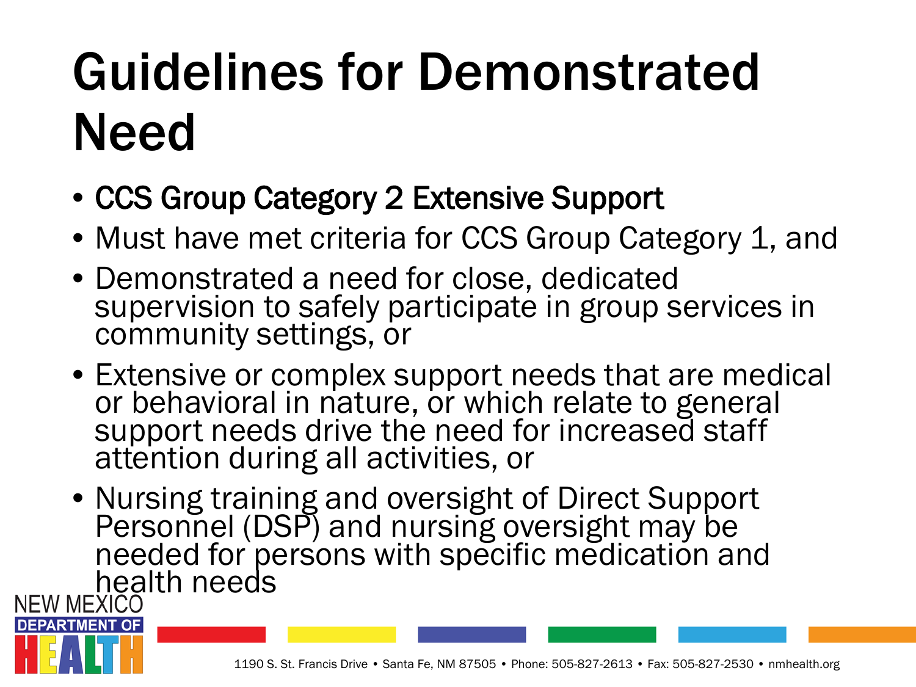# Guidelines for Demonstrated Need

- CCS Group Category 2 Extensive Support
- Must have met criteria for CCS Group Category 1, and
- Demonstrated a need for close, dedicated supervision to safely participate in group services in community settings, or
- Extensive or complex support needs that are medical or behavioral in nature, or which relate to general support needs drive the need for increased staff attention during all activities, or
- Nursing training and oversight of Direct Support Personnel (DSP) and nursing oversight may be needed for persons with specific medication and health needs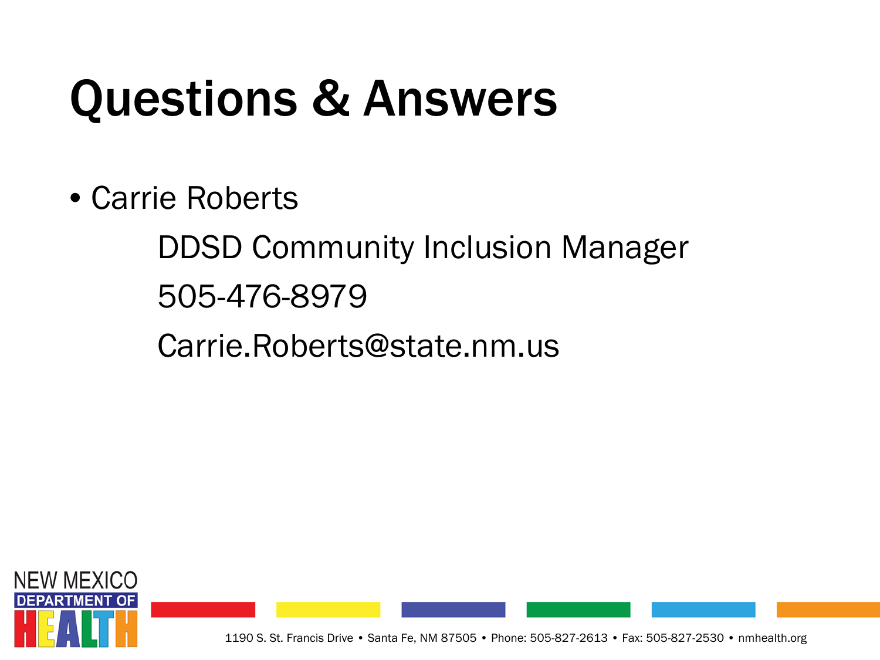# Questions & Answers

- Carrie Roberts

  DDSD Community Inclusion Manager

  505-476-8979

  Carrie.Roberts@state.nm.us